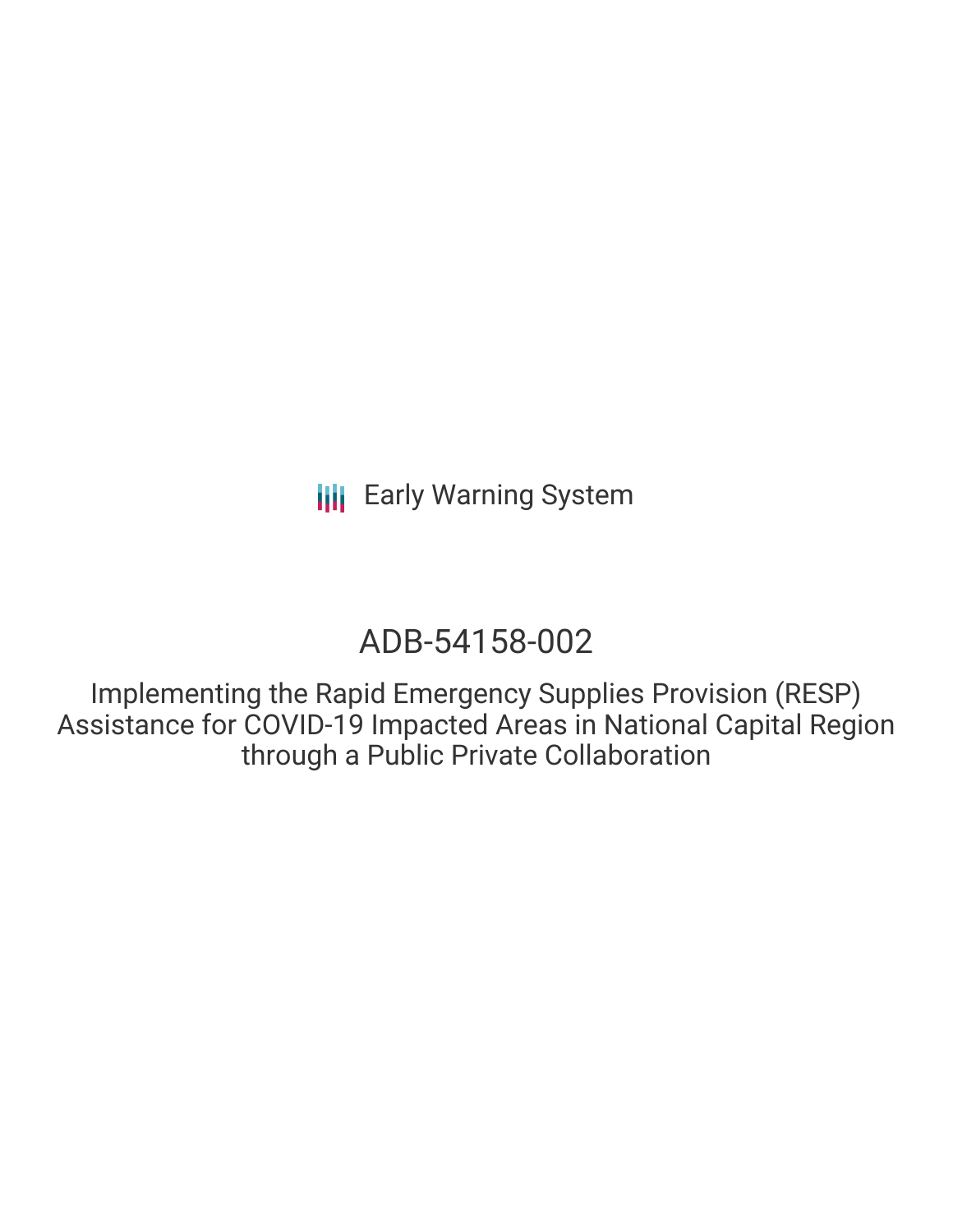Early Warning System

# ADB-54158-002

## Implementing the Rapid Emergency Supplies Provision (RESP) Assistance for COVID-19 Impacted Areas in National Capital Region through a Public Private Collaboration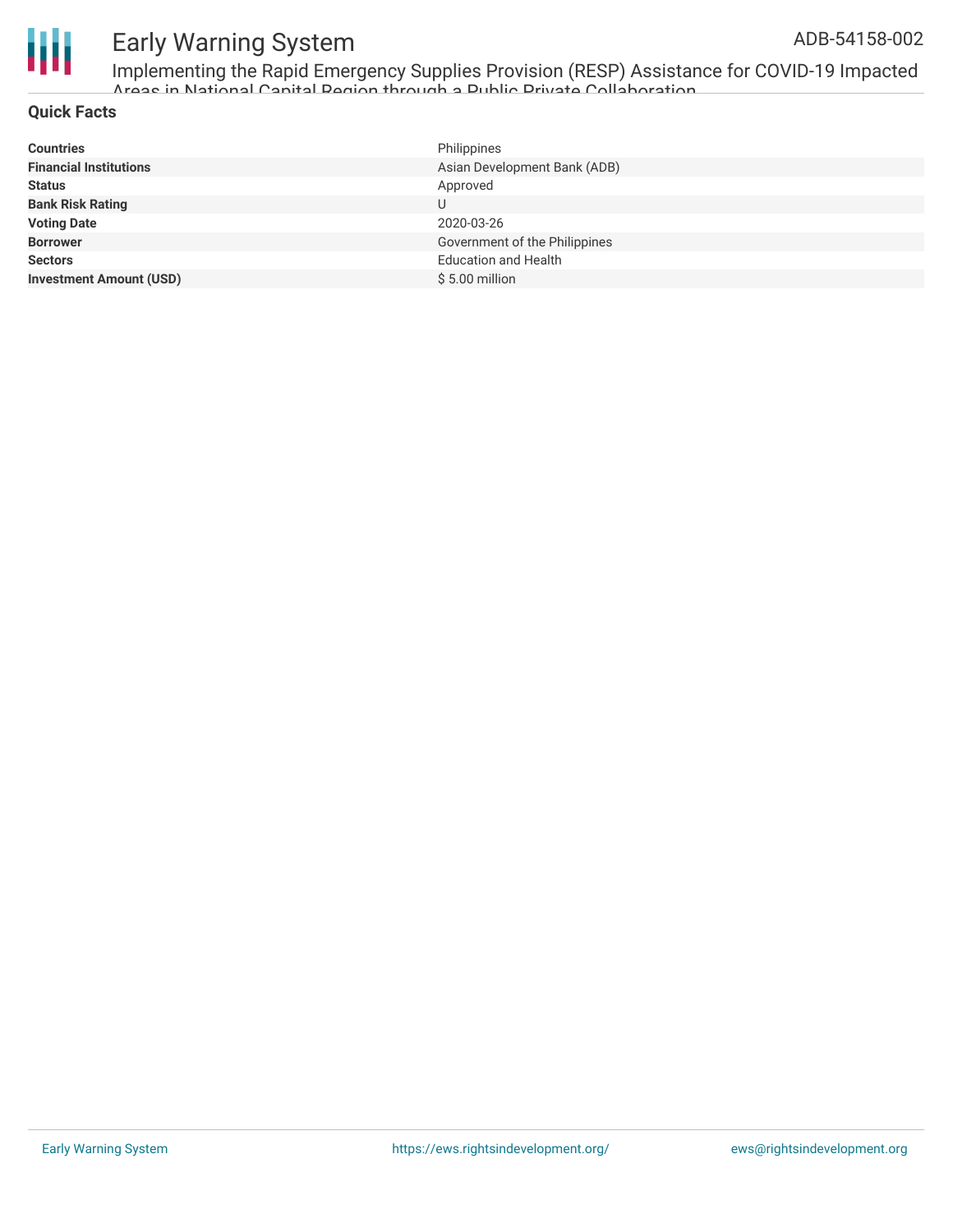## Quick Facts

| | |
|---|---|
| **Countries** | Philippines |
| **Financial Institutions** | Asian Development Bank (ADB) |
| **Status** | Approved |
| **Bank Risk Rating** | U |
| **Voting Date** | 2020-03-26 |
| **Borrower** | Government of the Philippines |
| **Sectors** | Education and Health |
| **Investment Amount (USD)** | $ 5.00 million |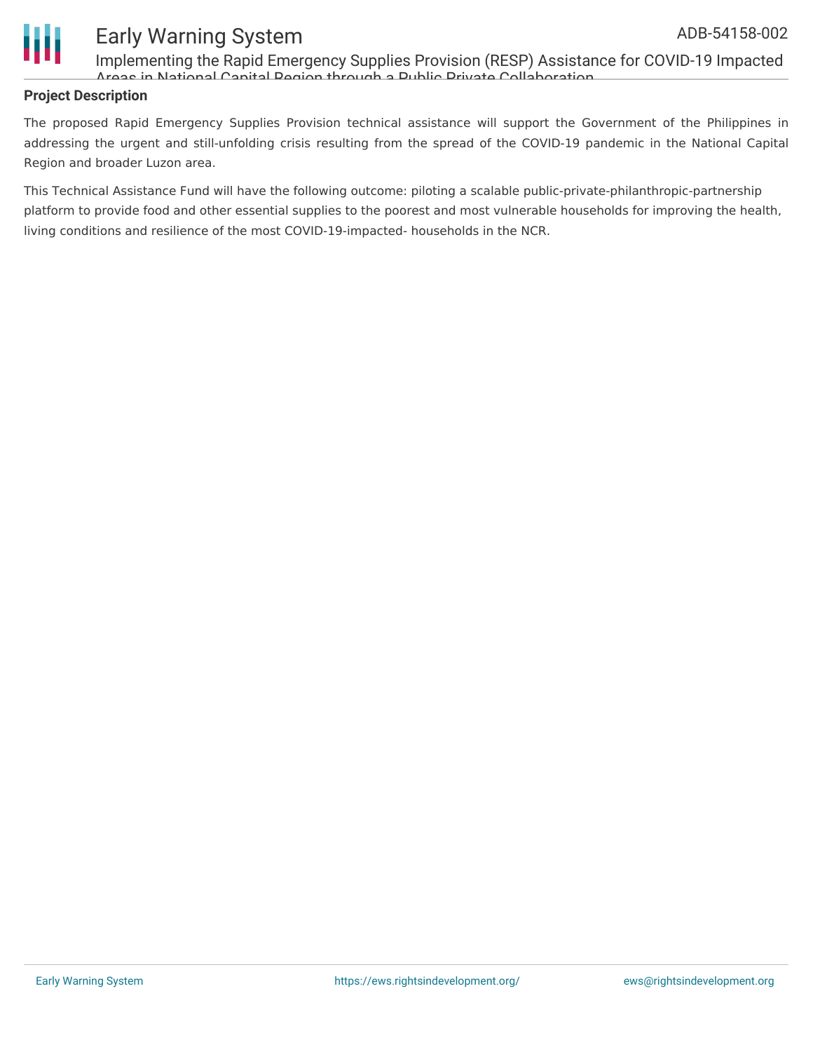## Project Description

The proposed Rapid Emergency Supplies Provision technical assistance will support the Government of the Philippines in addressing the urgent and still-unfolding crisis resulting from the spread of the COVID-19 pandemic in the National Capital Region and broader Luzon area.

This Technical Assistance Fund will have the following outcome: piloting a scalable public-private-philanthropic-partnership platform to provide food and other essential supplies to the poorest and most vulnerable households for improving the health, living conditions and resilience of the most COVID-19-impacted- households in the NCR.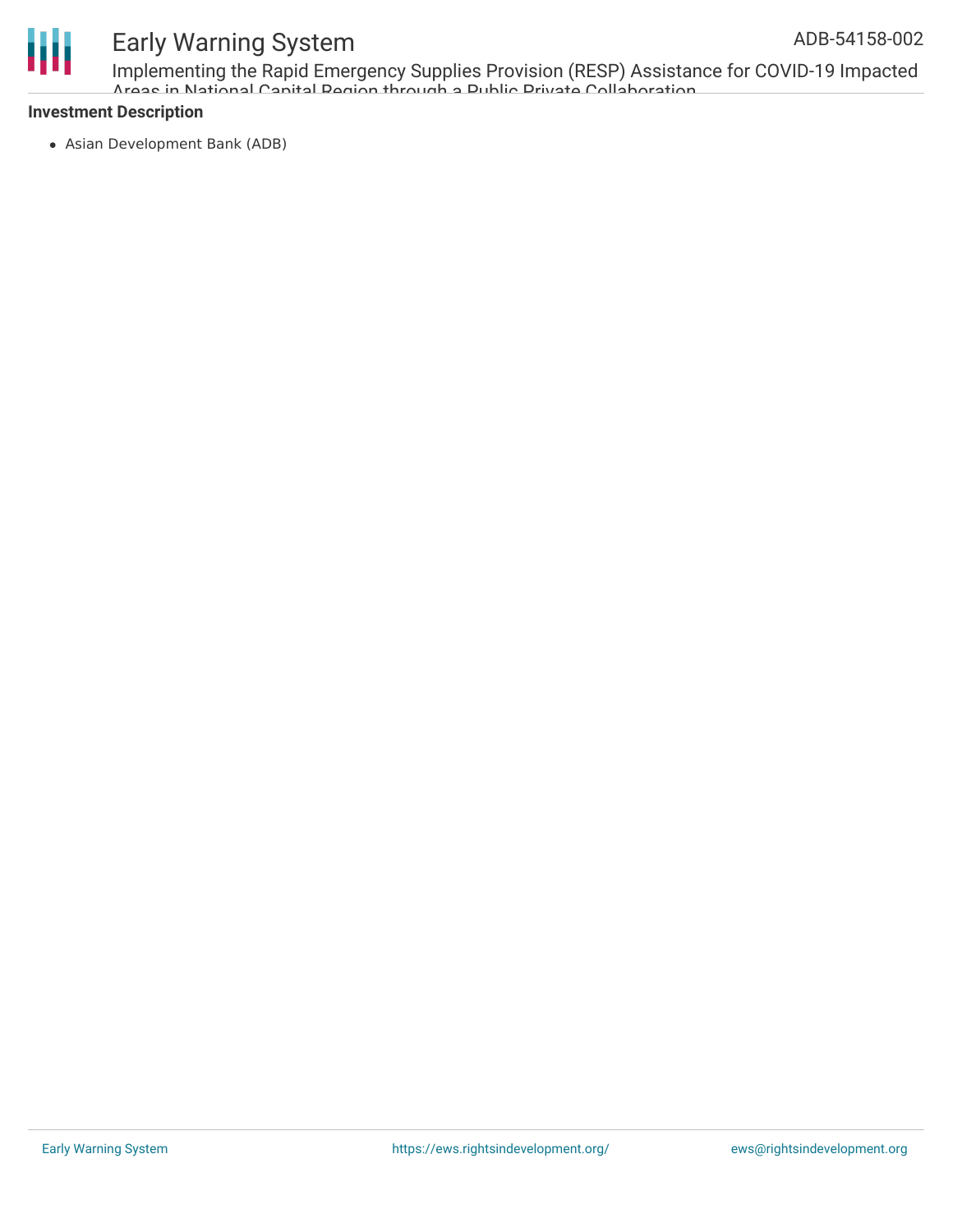**Investment Description**

- Asian Development Bank (ADB)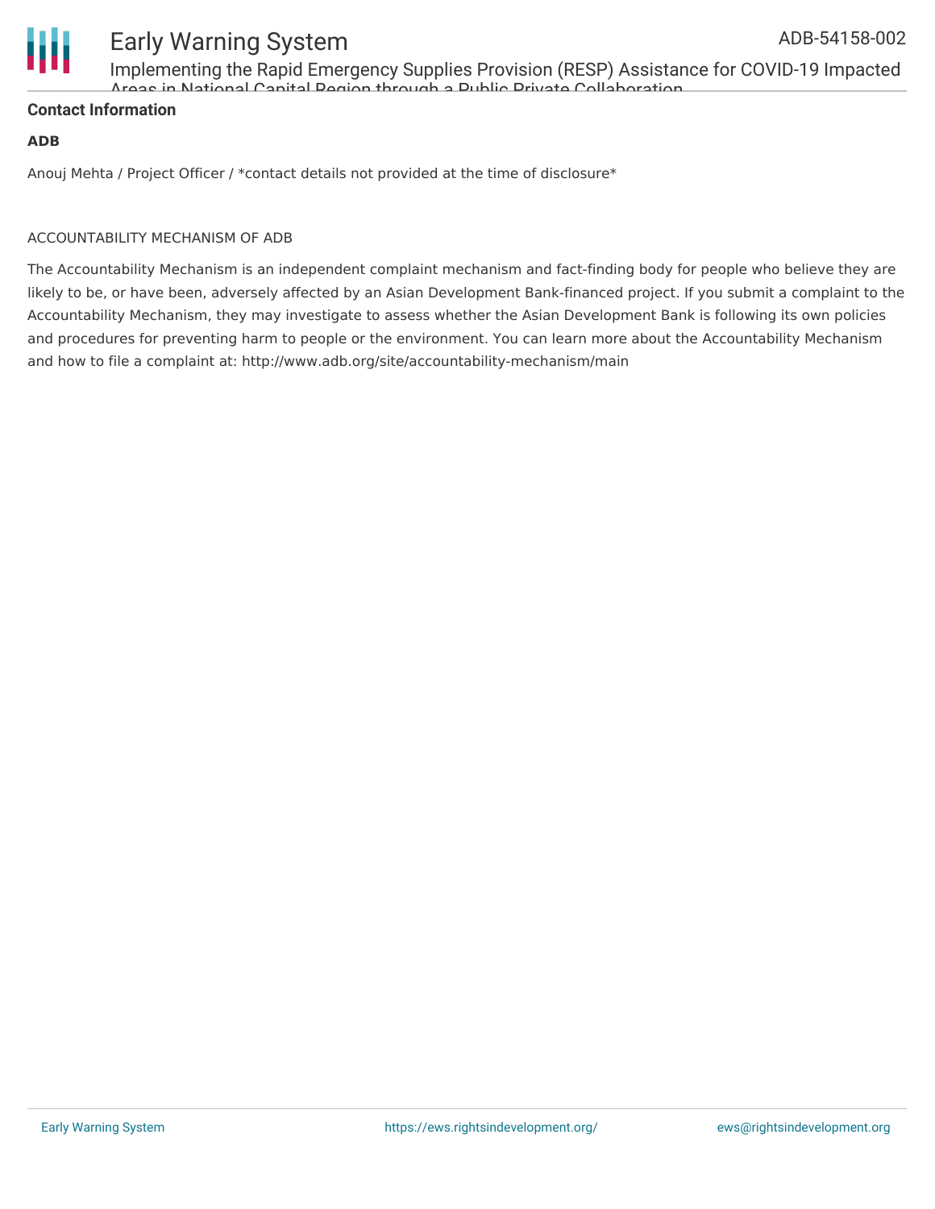## Contact Information

**ADB**

Anouj Mehta / Project Officer / *contact details not provided at the time of disclosure*

ACCOUNTABILITY MECHANISM OF ADB

The Accountability Mechanism is an independent complaint mechanism and fact-finding body for people who believe they are likely to be, or have been, adversely affected by an Asian Development Bank-financed project. If you submit a complaint to the Accountability Mechanism, they may investigate to assess whether the Asian Development Bank is following its own policies and procedures for preventing harm to people or the environment. You can learn more about the Accountability Mechanism and how to file a complaint at: http://www.adb.org/site/accountability-mechanism/main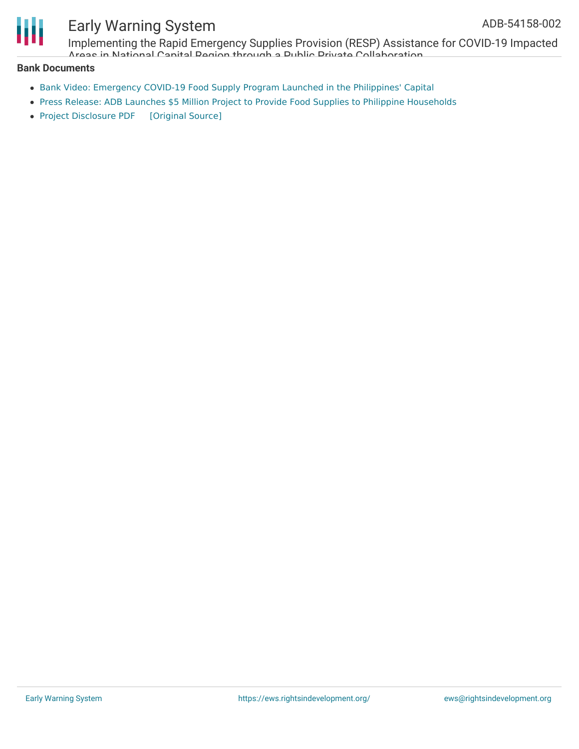**Bank Documents**

- Bank Video: Emergency COVID-19 Food Supply Program Launched in the Philippines' Capital
- Press Release: ADB Launches $5 Million Project to Provide Food Supplies to Philippine Households
- Project Disclosure PDF [Original Source]